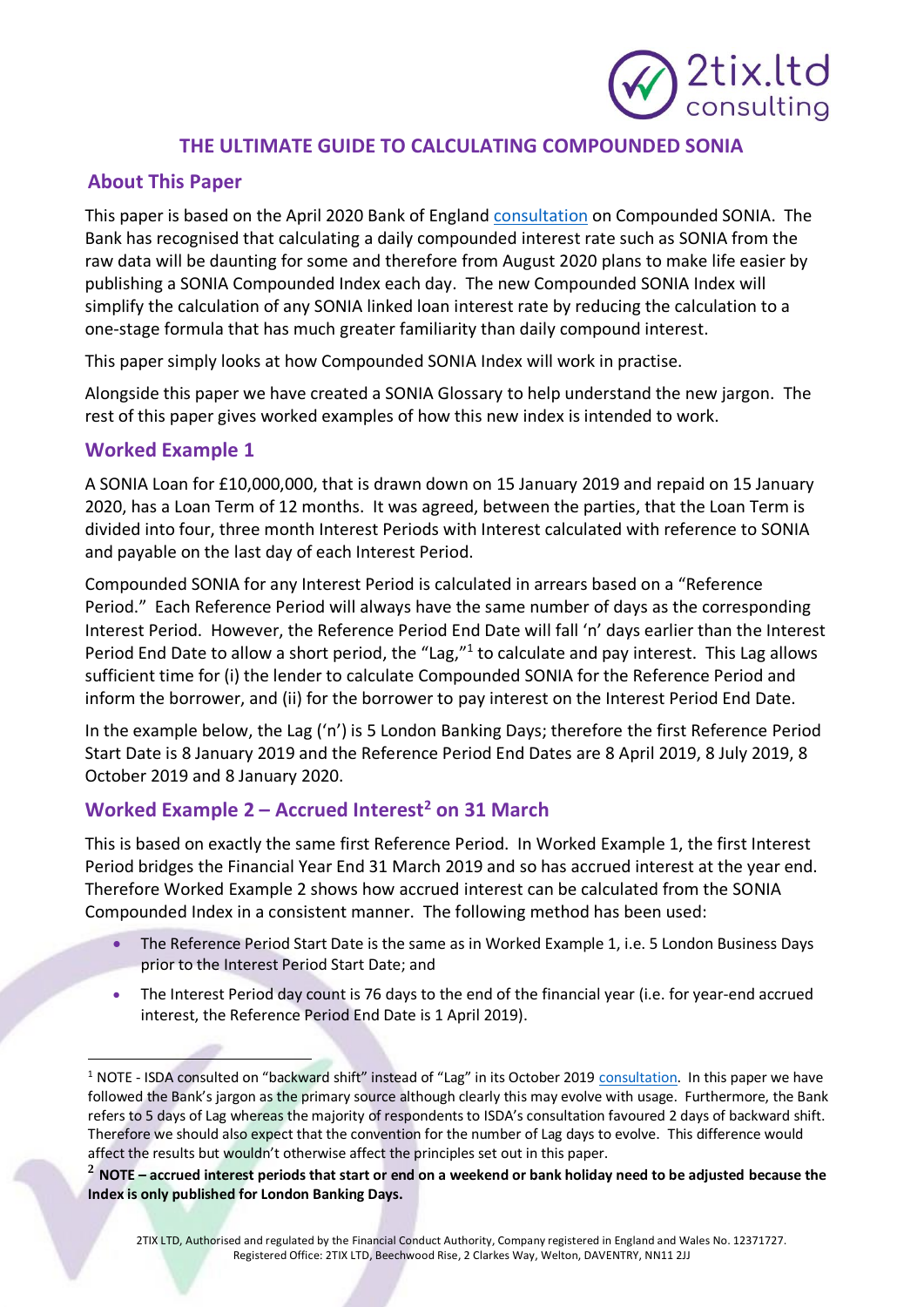# THE ULTIMATE GUIDE TO CALCULATING COMPOUNDED SONIA

## About This Paper

This paper is based on the April 2020 Bank of England consultation on Compounded SONIA. The Bank has recognised that calculating a daily compounded interest rate such as SONIA from the raw data will be daunting for some and therefore from August 2020 plans to make life easier by publishing a SONIA Compounded Index each day. The new Compounded SONIA Index will simplify the calculation of any SONIA linked loan interest rate by reducing the calculation to a one-stage formula that has much greater familiarity than daily compound interest.

This paper simply looks at how Compounded SONIA Index will work in practise.

Alongside this paper we have created a SONIA Glossary to help understand the new jargon. The rest of this paper gives worked examples of how this new index is intended to work.

## Worked Example 1

A SONIA Loan for £10,000,000, that is drawn down on 15 January 2019 and repaid on 15 January 2020, has a Loan Term of 12 months. It was agreed, between the parties, that the Loan Term is divided into four, three month Interest Periods with Interest calculated with reference to SONIA and payable on the last day of each Interest Period.

Compounded SONIA for any Interest Period is calculated in arrears based on a "Reference Period." Each Reference Period will always have the same number of days as the corresponding Interest Period. However, the Reference Period End Date will fall 'n' days earlier than the Interest Period End Date to allow a short period, the "Lag,"[1] to calculate and pay interest. This Lag allows sufficient time for (i) the lender to calculate Compounded SONIA for the Reference Period and inform the borrower, and (ii) for the borrower to pay interest on the Interest Period End Date.

In the example below, the Lag ('n') is 5 London Banking Days; therefore the first Reference Period Start Date is 8 January 2019 and the Reference Period End Dates are 8 April 2019, 8 July 2019, 8 October 2019 and 8 January 2020.

## Worked Example 2 – Accrued Interest[2] on 31 March

This is based on exactly the same first Reference Period. In Worked Example 1, the first Interest Period bridges the Financial Year End 31 March 2019 and so has accrued interest at the year end. Therefore Worked Example 2 shows how accrued interest can be calculated from the SONIA Compounded Index in a consistent manner. The following method has been used:

- The Reference Period Start Date is the same as in Worked Example 1, i.e. 5 London Business Days prior to the Interest Period Start Date; and
- The Interest Period day count is 76 days to the end of the financial year (i.e. for year-end accrued interest, the Reference Period End Date is 1 April 2019).

---

[1] NOTE - ISDA consulted on "backward shift" instead of "Lag" in its October 2019 consultation. In this paper we have followed the Bank's jargon as the primary source although clearly this may evolve with usage. Furthermore, the Bank refers to 5 days of Lag whereas the majority of respondents to ISDA's consultation favoured 2 days of backward shift. Therefore we should also expect that the convention for the number of Lag days to evolve. This difference would affect the results but wouldn't otherwise affect the principles set out in this paper.

[2] **NOTE – accrued interest periods that start or end on a weekend or bank holiday need to be adjusted because the Index is only published for London Banking Days.**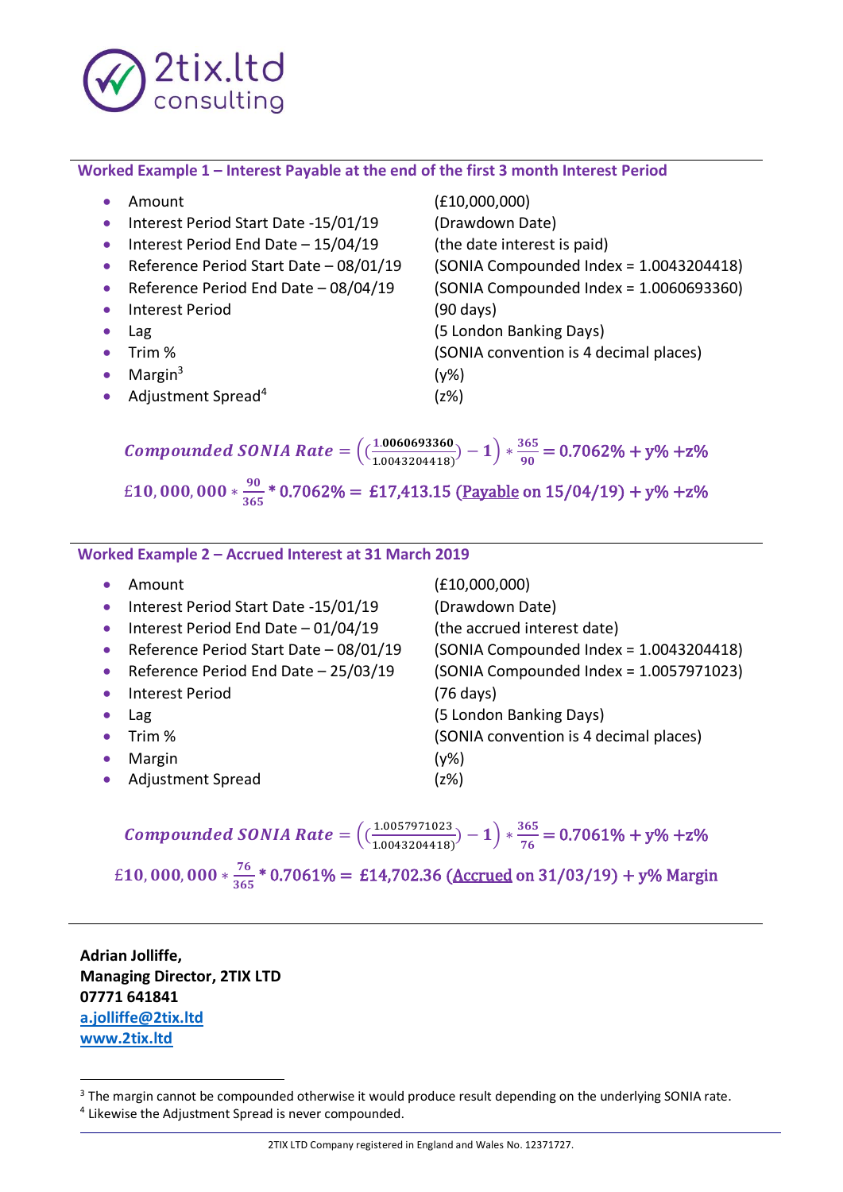### Worked Example 1 – Interest Payable at the end of the first 3 month Interest Period

- Amount (£10,000,000)
- Interest Period Start Date -15/01/19 (Drawdown Date)
- Interest Period End Date – 15/04/19 (the date interest is paid)
- Reference Period Start Date – 08/01/19 (SONIA Compounded Index = 1.0043204418)
- Reference Period End Date – 08/04/19 (SONIA Compounded Index = 1.0060693360)
- Interest Period (90 days)
- Lag (5 London Banking Days)
- Trim % (SONIA convention is 4 decimal places)
- Margin[3] (y%)
- Adjustment Spread[4] (z%)

$$\textit{Compounded SONIA Rate} = \left(\left(\frac{1.0060693360}{1.0043204418}\right) - 1\right) * \frac{365}{90} = 0.7062\% + y\% + z\%$$

$$£10,000,000 * \frac{90}{365} * 0.7062\% = £17{,}413.15 \text{ (Payable on 15/04/19)} + y\% + z\%$$

### Worked Example 2 – Accrued Interest at 31 March 2019

- Amount (£10,000,000)
- Interest Period Start Date -15/01/19 (Drawdown Date)
- Interest Period End Date – 01/04/19 (the accrued interest date)
- Reference Period Start Date – 08/01/19 (SONIA Compounded Index = 1.0043204418)
- Reference Period End Date – 25/03/19 (SONIA Compounded Index = 1.0057971023)
- Interest Period (76 days)
- Lag (5 London Banking Days)
- Trim % (SONIA convention is 4 decimal places)
- Margin (y%)
- Adjustment Spread (z%)

$$\textit{Compounded SONIA Rate} = \left(\left(\frac{1.0057971023}{1.0043204418}\right) - 1\right) * \frac{365}{76} = 0.7061\% + y\% + z\%$$

$$£10,000,000 * \frac{76}{365} * 0.7061\% = £14{,}702.36 \text{ (Accrued on 31/03/19)} + y\% \text{ Margin}$$

**Adrian Jolliffe,**
**Managing Director, 2TIX LTD**
**07771 641841**
**a.jolliffe@2tix.ltd**
**www.2tix.ltd**

[3] The margin cannot be compounded otherwise it would produce result depending on the underlying SONIA rate.
[4] Likewise the Adjustment Spread is never compounded.